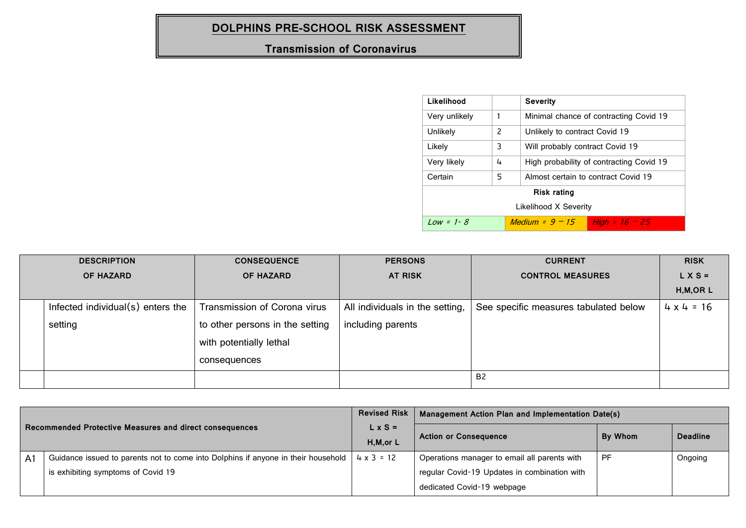# DOLPHINS PRE-SCHOOL RISK ASSESSMENT

## Transmission of Coronavirus

| Likelihood | | Severity |
|---|---|---|
| Very unlikely | 1 | Minimal chance of contracting Covid 19 |
| Unlikely | 2 | Unlikely to contract Covid 19 |
| Likely | 3 | Will probably contract Covid 19 |
| Very likely | 4 | High probability of contracting Covid 19 |
| Certain | 5 | Almost certain to contract Covid 19 |
| **Risk rating** | | |
| Likelihood X Severity | | |
| *Low = 1- 8* | *Medium = 9 – 15* | *High = 16 – 25* |

| | DESCRIPTION OF HAZARD | CONSEQUENCE OF HAZARD | PERSONS AT RISK | CURRENT CONTROL MEASURES | RISK L X S = H,M,OR L |
|---|---|---|---|---|---|
| | Infected individual(s) enters the setting | Transmission of Corona virus to other persons in the setting with potentially lethal consequences | All individuals in the setting, including parents | See specific measures tabulated below | 4 x 4 = 16 |
| | | | | B2 | |

| | Recommended Protective Measures and direct consequences | Revised Risk L x S = H,M,or L | Management Action Plan and Implementation Date(s) | | |
|---|---|---|---|---|---|
| | | | Action or Consequence | By Whom | Deadline |
| A1 | Guidance issued to parents not to come into Dolphins if anyone in their household is exhibiting symptoms of Covid 19 | 4 x 3 = 12 | Operations manager to email all parents with regular Covid-19 Updates in combination with dedicated Covid-19 webpage | PF | Ongoing |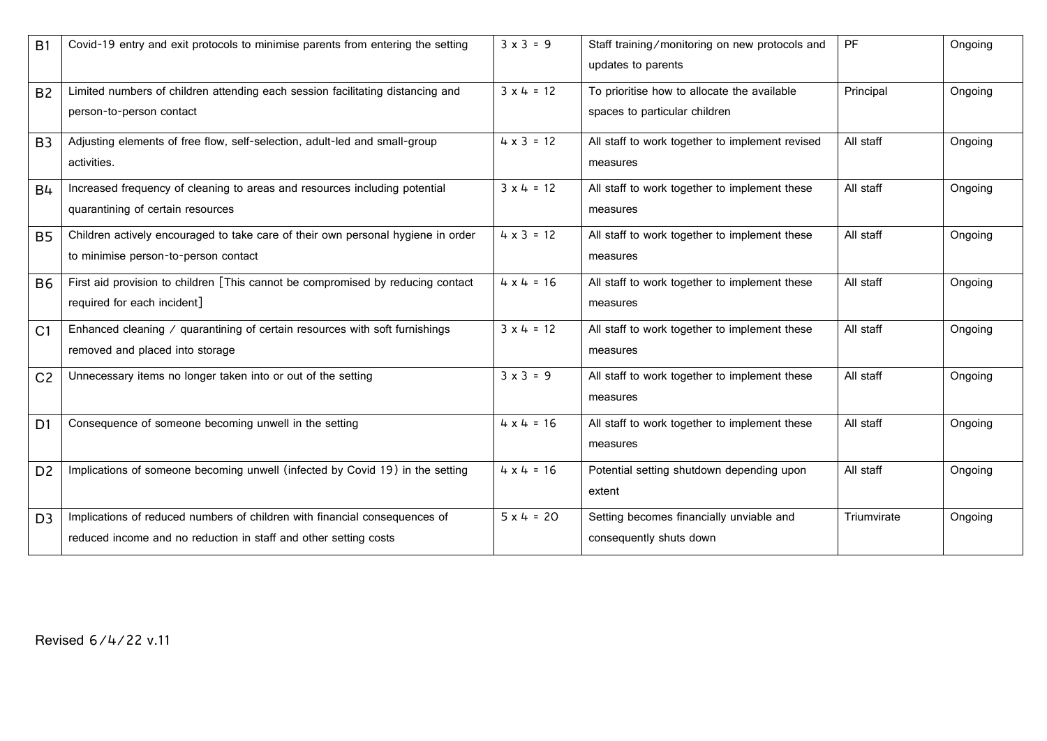| | | | | | |
|---|---|---|---|---|---|
| B1 | Covid-19 entry and exit protocols to minimise parents from entering the setting | 3 x 3 = 9 | Staff training/monitoring on new protocols and updates to parents | PF | Ongoing |
| B2 | Limited numbers of children attending each session facilitating distancing and person-to-person contact | 3 x 4 = 12 | To prioritise how to allocate the available spaces to particular children | Principal | Ongoing |
| B3 | Adjusting elements of free flow, self-selection, adult-led and small-group activities. | 4 x 3 = 12 | All staff to work together to implement revised measures | All staff | Ongoing |
| B4 | Increased frequency of cleaning to areas and resources including potential quarantining of certain resources | 3 x 4 = 12 | All staff to work together to implement these measures | All staff | Ongoing |
| B5 | Children actively encouraged to take care of their own personal hygiene in order to minimise person-to-person contact | 4 x 3 = 12 | All staff to work together to implement these measures | All staff | Ongoing |
| B6 | First aid provision to children [This cannot be compromised by reducing contact required for each incident] | 4 x 4 = 16 | All staff to work together to implement these measures | All staff | Ongoing |
| C1 | Enhanced cleaning / quarantining of certain resources with soft furnishings removed and placed into storage | 3 x 4 = 12 | All staff to work together to implement these measures | All staff | Ongoing |
| C2 | Unnecessary items no longer taken into or out of the setting | 3 x 3 = 9 | All staff to work together to implement these measures | All staff | Ongoing |
| D1 | Consequence of someone becoming unwell in the setting | 4 x 4 = 16 | All staff to work together to implement these measures | All staff | Ongoing |
| D2 | Implications of someone becoming unwell (infected by Covid 19) in the setting | 4 x 4 = 16 | Potential setting shutdown depending upon extent | All staff | Ongoing |
| D3 | Implications of reduced numbers of children with financial consequences of reduced income and no reduction in staff and other setting costs | 5 x 4 = 20 | Setting becomes financially unviable and consequently shuts down | Triumvirate | Ongoing |

Revised 6/4/22 v.11